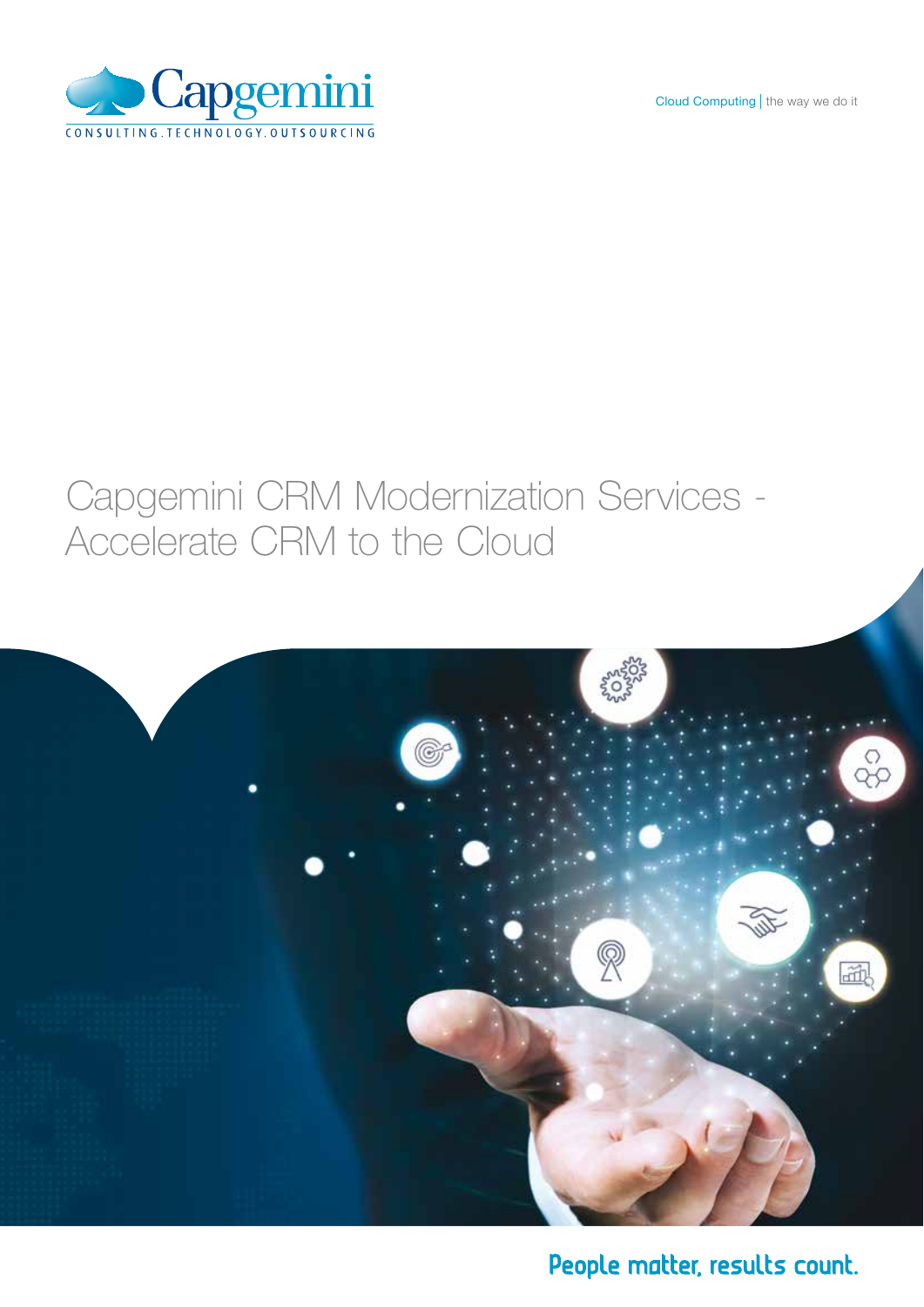Capgemini

CONSULTING.TECHNOLOGY.OUTSOURCING

Cloud Computing | the way we do it

# Capgemini CRM Modernization Services - Accelerate CRM to the Cloud

People matter, results count.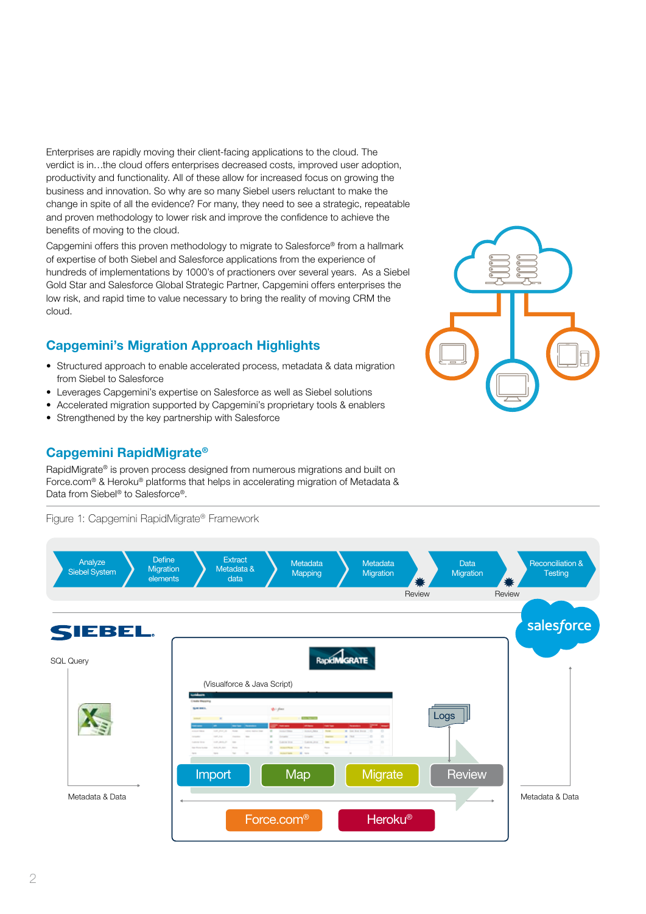Enterprises are rapidly moving their client-facing applications to the cloud. The verdict is in…the cloud offers enterprises decreased costs, improved user adoption, productivity and functionality. All of these allow for increased focus on growing the business and innovation. So why are so many Siebel users reluctant to make the change in spite of all the evidence? For many, they need to see a strategic, repeatable and proven methodology to lower risk and improve the confidence to achieve the benefits of moving to the cloud.

Capgemini offers this proven methodology to migrate to Salesforce® from a hallmark of expertise of both Siebel and Salesforce applications from the experience of hundreds of implementations by 1000's of practioners over several years. As a Siebel Gold Star and Salesforce Global Strategic Partner, Capgemini offers enterprises the low risk, and rapid time to value necessary to bring the reality of moving CRM the cloud.

## Capgemini's Migration Approach Highlights

- Structured approach to enable accelerated process, metadata & data migration from Siebel to Salesforce
- Leverages Capgemini's expertise on Salesforce as well as Siebel solutions
- Accelerated migration supported by Capgemini's proprietary tools & enablers
- Strengthened by the key partnership with Salesforce

## Capgemini RapidMigrate®

RapidMigrate® is proven process designed from numerous migrations and built on Force.com® & Heroku® platforms that helps in accelerating migration of Metadata & Data from Siebel® to Salesforce®.

Figure 1: Capgemini RapidMigrate® Framework

Analyze Siebel System → Define Migration elements → Extract Metadata & data → Metadata Mapping → Metadata Migration → (Review) → Data Migration → (Review) → Reconciliation & Testing

SIEBEL — SQL Query — Metadata & Data

RapidMIGRATE (Visualforce & Java Script): Import → Map → Migrate → Review (Logs)

Force.com® | Heroku®

salesforce — Metadata & Data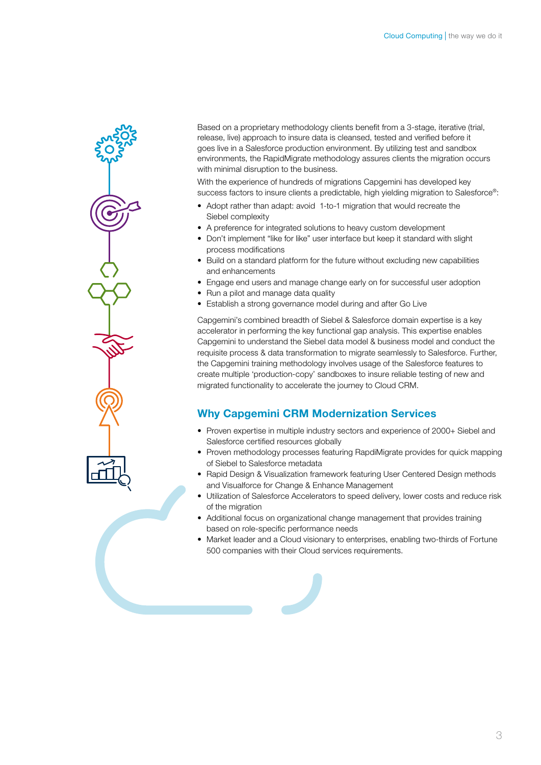Based on a proprietary methodology clients benefit from a 3-stage, iterative (trial, release, live) approach to insure data is cleansed, tested and verified before it goes live in a Salesforce production environment. By utilizing test and sandbox environments, the RapidMigrate methodology assures clients the migration occurs with minimal disruption to the business.

With the experience of hundreds of migrations Capgemini has developed key success factors to insure clients a predictable, high yielding migration to Salesforce®:

- Adopt rather than adapt: avoid 1-to-1 migration that would recreate the Siebel complexity
- A preference for integrated solutions to heavy custom development
- Don't implement "like for like" user interface but keep it standard with slight process modifications
- Build on a standard platform for the future without excluding new capabilities and enhancements
- Engage end users and manage change early on for successful user adoption
- Run a pilot and manage data quality
- Establish a strong governance model during and after Go Live

Capgemini's combined breadth of Siebel & Salesforce domain expertise is a key accelerator in performing the key functional gap analysis. This expertise enables Capgemini to understand the Siebel data model & business model and conduct the requisite process & data transformation to migrate seamlessly to Salesforce. Further, the Capgemini training methodology involves usage of the Salesforce features to create multiple 'production-copy' sandboxes to insure reliable testing of new and migrated functionality to accelerate the journey to Cloud CRM.

## Why Capgemini CRM Modernization Services

- Proven expertise in multiple industry sectors and experience of 2000+ Siebel and Salesforce certified resources globally
- Proven methodology processes featuring RapdiMigrate provides for quick mapping of Siebel to Salesforce metadata
- Rapid Design & Visualization framework featuring User Centered Design methods and Visualforce for Change & Enhance Management
- Utilization of Salesforce Accelerators to speed delivery, lower costs and reduce risk of the migration
- Additional focus on organizational change management that provides training based on role-specific performance needs
- Market leader and a Cloud visionary to enterprises, enabling two-thirds of Fortune 500 companies with their Cloud services requirements.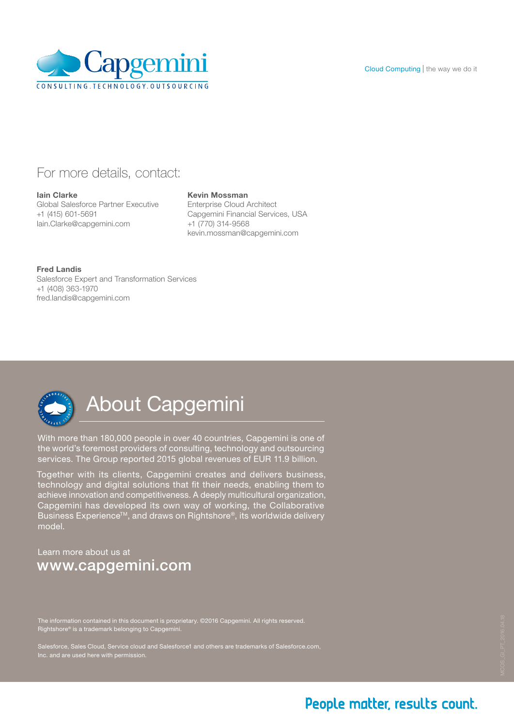For more details, contact:

**Iain Clarke**
Global Salesforce Partner Executive
+1 (415) 601-5691
Iain.Clarke@capgemini.com

**Kevin Mossman**
Enterprise Cloud Architect
Capgemini Financial Services, USA
+1 (770) 314-9568
kevin.mossman@capgemini.com

**Fred Landis**
Salesforce Expert and Transformation Services
+1 (408) 363-1970
fred.landis@capgemini.com

## About Capgemini

With more than 180,000 people in over 40 countries, Capgemini is one of the world's foremost providers of consulting, technology and outsourcing services. The Group reported 2015 global revenues of EUR 11.9 billion.

Together with its clients, Capgemini creates and delivers business, technology and digital solutions that fit their needs, enabling them to achieve innovation and competitiveness. A deeply multicultural organization, Capgemini has developed its own way of working, the Collaborative Business Experience™, and draws on Rightshore®, its worldwide delivery model.

Learn more about us at

**www.capgemini.com**

The information contained in this document is proprietary. ©2016 Capgemini. All rights reserved. Rightshore® is a trademark belonging to Capgemini.

Salesforce, Sales Cloud, Service cloud and Salesforce1 and others are trademarks of Salesforce.com, Inc. and are used here with permission.

MCOS_GI_PT_2016.04.18

People matter, results count.